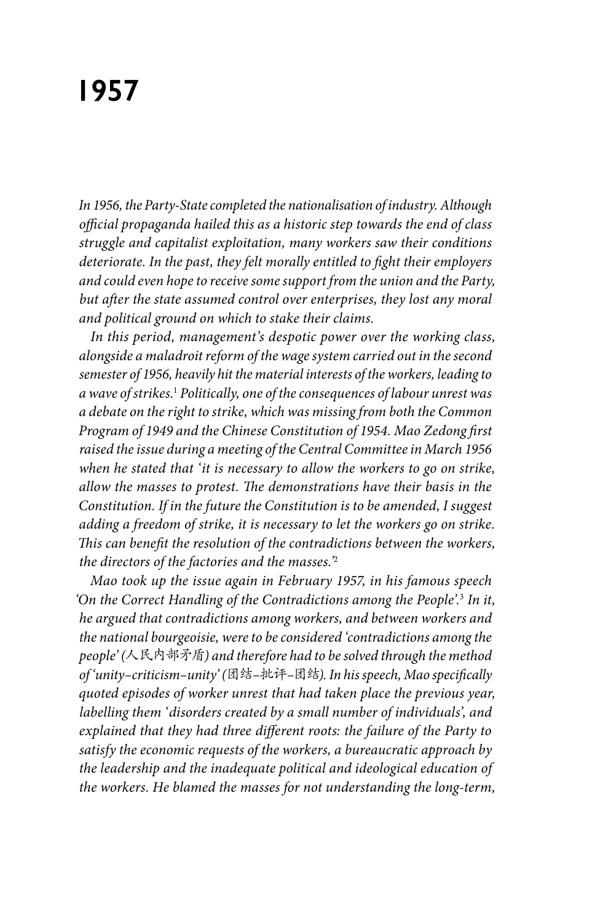# 1957

*In 1956, the Party-State completed the nationalisation of industry. Although official propaganda hailed this as a historic step towards the end of class struggle and capitalist exploitation, many workers saw their conditions deteriorate. In the past, they felt morally entitled to fight their employers and could even hope to receive some support from the union and the Party, but after the state assumed control over enterprises, they lost any moral and political ground on which to stake their claims.*

*In this period, management's despotic power over the working class, alongside a maladroit reform of the wage system carried out in the second semester of 1956, heavily hit the material interests of the workers, leading to a wave of strikes.*[1] *Politically, one of the consequences of labour unrest was a debate on the right to strike, which was missing from both the Common Program of 1949 and the Chinese Constitution of 1954. Mao Zedong first raised the issue during a meeting of the Central Committee in March 1956 when he stated that 'it is necessary to allow the workers to go on strike, allow the masses to protest. The demonstrations have their basis in the Constitution. If in the future the Constitution is to be amended, I suggest adding a freedom of strike, it is necessary to let the workers go on strike. This can benefit the resolution of the contradictions between the workers, the directors of the factories and the masses.'*[2]

*Mao took up the issue again in February 1957, in his famous speech 'On the Correct Handling of the Contradictions among the People'.*[3] *In it, he argued that contradictions among workers, and between workers and the national bourgeoisie, were to be considered 'contradictions among the people' (人民内部矛盾) and therefore had to be solved through the method of 'unity–criticism–unity' (团结–批评–团结). In his speech, Mao specifically quoted episodes of worker unrest that had taken place the previous year, labelling them 'disorders created by a small number of individuals', and explained that they had three different roots: the failure of the Party to satisfy the economic requests of the workers, a bureaucratic approach by the leadership and the inadequate political and ideological education of the workers. He blamed the masses for not understanding the long-term,*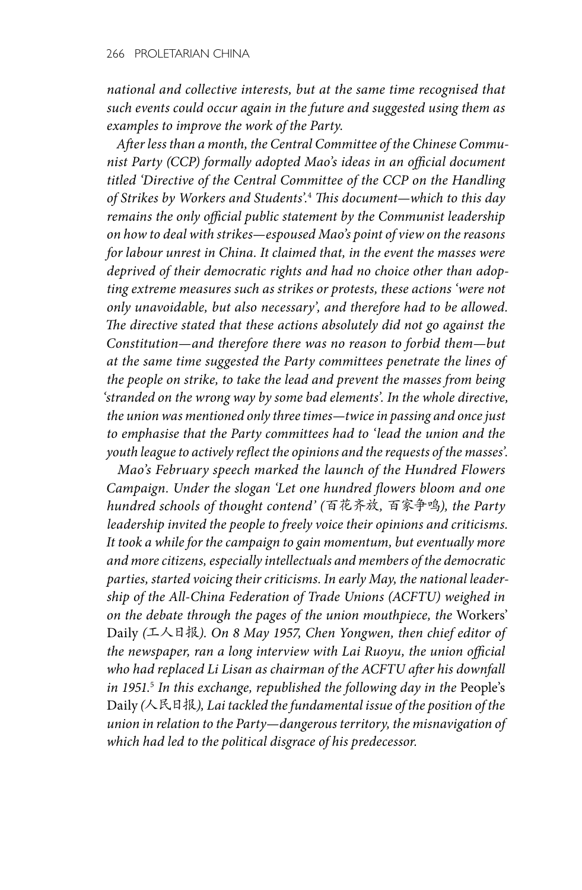*national and collective interests, but at the same time recognised that such events could occur again in the future and suggested using them as examples to improve the work of the Party.*

*After less than a month, the Central Committee of the Chinese Communist Party (CCP) formally adopted Mao's ideas in an official document titled 'Directive of the Central Committee of the CCP on the Handling of Strikes by Workers and Students'.*[4] *This document—which to this day remains the only official public statement by the Communist leadership on how to deal with strikes—espoused Mao's point of view on the reasons for labour unrest in China. It claimed that, in the event the masses were deprived of their democratic rights and had no choice other than adopting extreme measures such as strikes or protests, these actions 'were not only unavoidable, but also necessary', and therefore had to be allowed. The directive stated that these actions absolutely did not go against the Constitution—and therefore there was no reason to forbid them—but at the same time suggested the Party committees penetrate the lines of the people on strike, to take the lead and prevent the masses from being 'stranded on the wrong way by some bad elements'. In the whole directive, the union was mentioned only three times—twice in passing and once just to emphasise that the Party committees had to 'lead the union and the youth league to actively reflect the opinions and the requests of the masses'.*

*Mao's February speech marked the launch of the Hundred Flowers Campaign. Under the slogan 'Let one hundred flowers bloom and one hundred schools of thought contend' (百花齐放, 百家争鸣), the Party leadership invited the people to freely voice their opinions and criticisms. It took a while for the campaign to gain momentum, but eventually more and more citizens, especially intellectuals and members of the democratic parties, started voicing their criticisms. In early May, the national leadership of the All-China Federation of Trade Unions (ACFTU) weighed in on the debate through the pages of the union mouthpiece, the* Workers' Daily *(工人日报). On 8 May 1957, Chen Yongwen, then chief editor of the newspaper, ran a long interview with Lai Ruoyu, the union official who had replaced Li Lisan as chairman of the ACFTU after his downfall in 1951.*[5] *In this exchange, republished the following day in the* People's Daily *(人民日报), Lai tackled the fundamental issue of the position of the union in relation to the Party—dangerous territory, the misnavigation of which had led to the political disgrace of his predecessor.*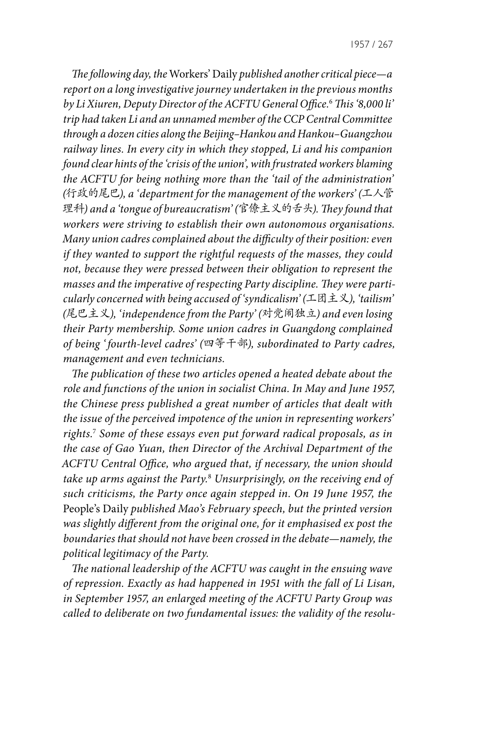*The following day, the* Workers' Daily *published another critical piece—a report on a long investigative journey undertaken in the previous months by Li Xiuren, Deputy Director of the ACFTU General Office.*[6] *This '8,000 li' trip had taken Li and an unnamed member of the CCP Central Committee through a dozen cities along the Beijing–Hankou and Hankou–Guangzhou railway lines. In every city in which they stopped, Li and his companion found clear hints of the 'crisis of the union', with frustrated workers blaming the ACFTU for being nothing more than the 'tail of the administration' (*行政的尾巴*), a 'department for the management of the workers' (*工人管理科*) and a 'tongue of bureaucratism' (*官僚主义的舌头*). They found that workers were striving to establish their own autonomous organisations. Many union cadres complained about the difficulty of their position: even if they wanted to support the rightful requests of the masses, they could not, because they were pressed between their obligation to represent the masses and the imperative of respecting Party discipline. They were particularly concerned with being accused of 'syndicalism' (*工团主义*), 'tailism' (*尾巴主义*), 'independence from the Party' (*对党闹独立*) and even losing their Party membership. Some union cadres in Guangdong complained of being 'fourth-level cadres' (*四等干部*), subordinated to Party cadres, management and even technicians.*

*The publication of these two articles opened a heated debate about the role and functions of the union in socialist China. In May and June 1957, the Chinese press published a great number of articles that dealt with the issue of the perceived impotence of the union in representing workers' rights.*[7] *Some of these essays even put forward radical proposals, as in the case of Gao Yuan, then Director of the Archival Department of the ACFTU Central Office, who argued that, if necessary, the union should take up arms against the Party.*[8] *Unsurprisingly, on the receiving end of such criticisms, the Party once again stepped in. On 19 June 1957, the* People's Daily *published Mao's February speech, but the printed version was slightly different from the original one, for it emphasised ex post the boundaries that should not have been crossed in the debate—namely, the political legitimacy of the Party.*

*The national leadership of the ACFTU was caught in the ensuing wave of repression. Exactly as had happened in 1951 with the fall of Li Lisan, in September 1957, an enlarged meeting of the ACFTU Party Group was called to deliberate on two fundamental issues: the validity of the resolu-*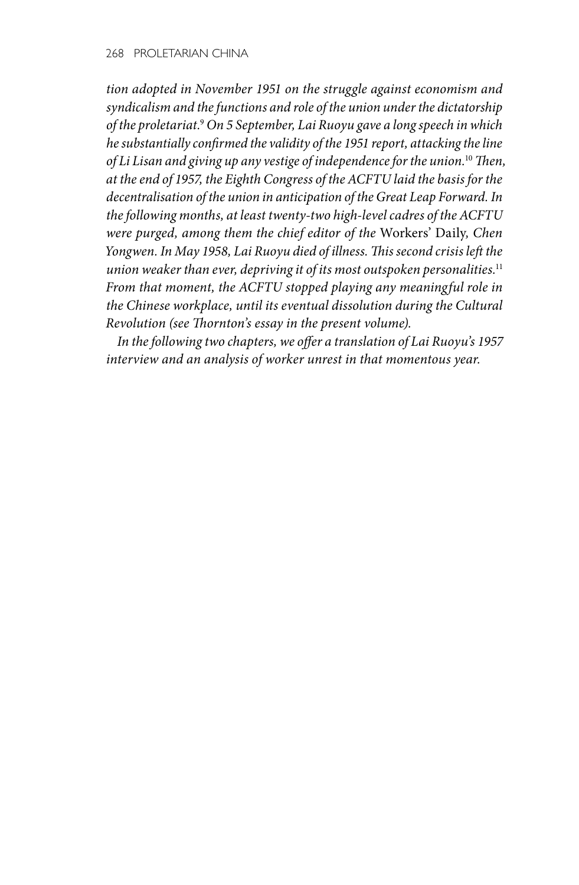*tion adopted in November 1951 on the struggle against economism and syndicalism and the functions and role of the union under the dictatorship of the proletariat.*[9] *On 5 September, Lai Ruoyu gave a long speech in which he substantially confirmed the validity of the 1951 report, attacking the line of Li Lisan and giving up any vestige of independence for the union.*[10] *Then, at the end of 1957, the Eighth Congress of the ACFTU laid the basis for the decentralisation of the union in anticipation of the Great Leap Forward. In the following months, at least twenty-two high-level cadres of the ACFTU were purged, among them the chief editor of the* Workers' Daily, *Chen Yongwen. In May 1958, Lai Ruoyu died of illness. This second crisis left the union weaker than ever, depriving it of its most outspoken personalities.*[11] *From that moment, the ACFTU stopped playing any meaningful role in the Chinese workplace, until its eventual dissolution during the Cultural Revolution (see Thornton's essay in the present volume).*

*In the following two chapters, we offer a translation of Lai Ruoyu's 1957 interview and an analysis of worker unrest in that momentous year.*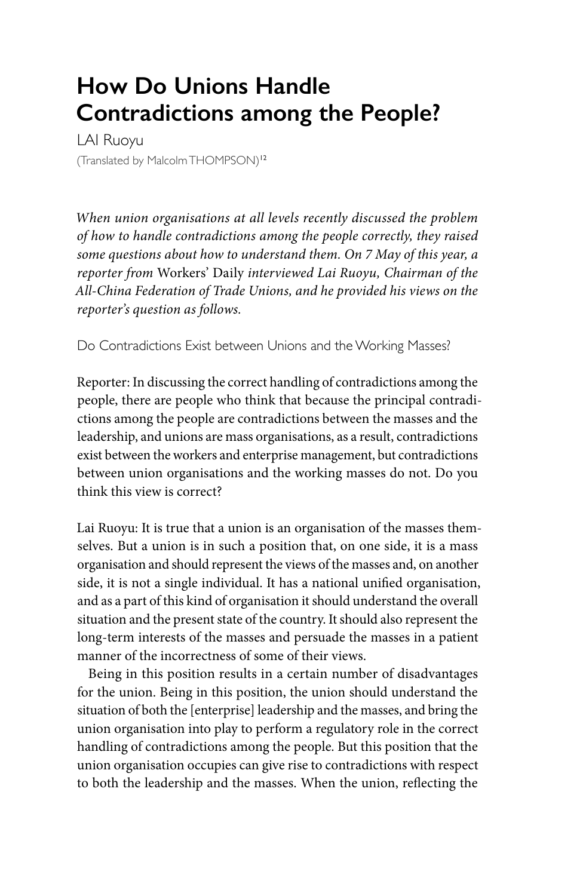# How Do Unions Handle Contradictions among the People?

LAI Ruoyu

(Translated by Malcolm THOMPSON)[12]

*When union organisations at all levels recently discussed the problem of how to handle contradictions among the people correctly, they raised some questions about how to understand them. On 7 May of this year, a reporter from* Workers' Daily *interviewed Lai Ruoyu, Chairman of the All-China Federation of Trade Unions, and he provided his views on the reporter's question as follows.*

## Do Contradictions Exist between Unions and the Working Masses?

Reporter: In discussing the correct handling of contradictions among the people, there are people who think that because the principal contradictions among the people are contradictions between the masses and the leadership, and unions are mass organisations, as a result, contradictions exist between the workers and enterprise management, but contradictions between union organisations and the working masses do not. Do you think this view is correct?

Lai Ruoyu: It is true that a union is an organisation of the masses themselves. But a union is in such a position that, on one side, it is a mass organisation and should represent the views of the masses and, on another side, it is not a single individual. It has a national unified organisation, and as a part of this kind of organisation it should understand the overall situation and the present state of the country. It should also represent the long-term interests of the masses and persuade the masses in a patient manner of the incorrectness of some of their views.

Being in this position results in a certain number of disadvantages for the union. Being in this position, the union should understand the situation of both the [enterprise] leadership and the masses, and bring the union organisation into play to perform a regulatory role in the correct handling of contradictions among the people. But this position that the union organisation occupies can give rise to contradictions with respect to both the leadership and the masses. When the union, reflecting the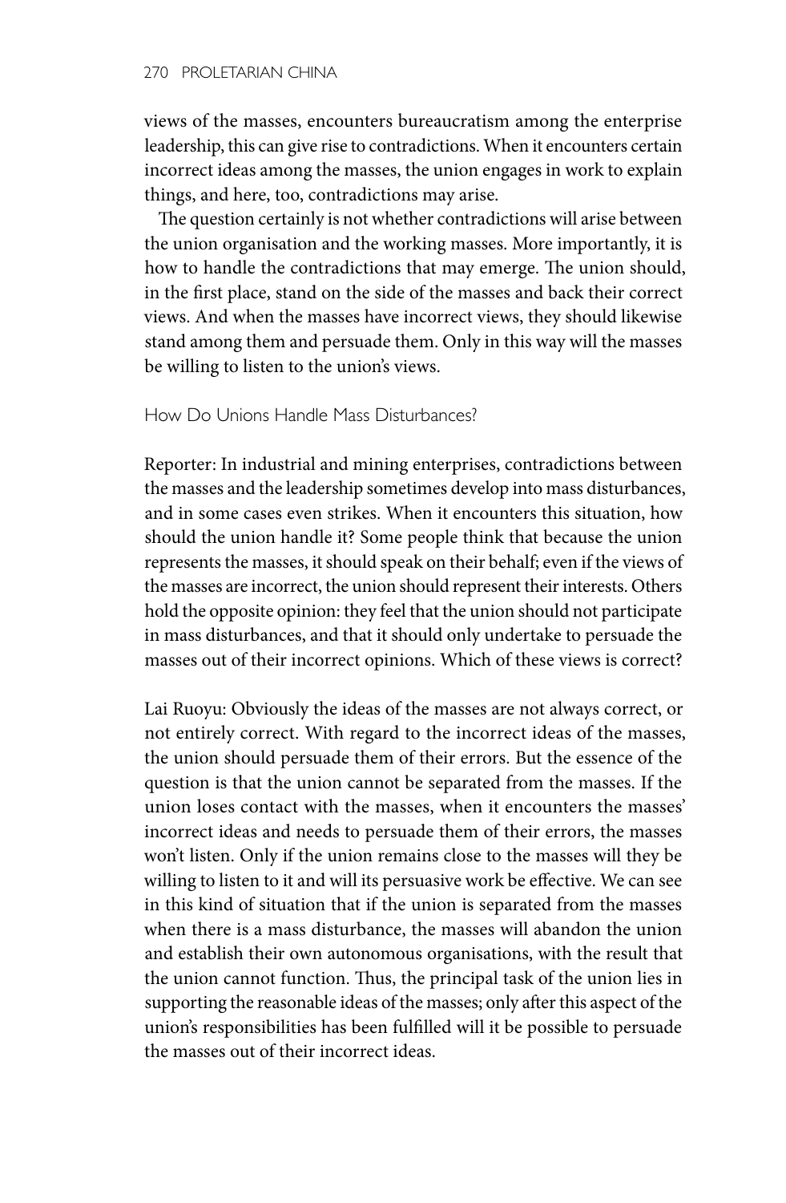views of the masses, encounters bureaucratism among the enterprise leadership, this can give rise to contradictions. When it encounters certain incorrect ideas among the masses, the union engages in work to explain things, and here, too, contradictions may arise.

The question certainly is not whether contradictions will arise between the union organisation and the working masses. More importantly, it is how to handle the contradictions that may emerge. The union should, in the first place, stand on the side of the masses and back their correct views. And when the masses have incorrect views, they should likewise stand among them and persuade them. Only in this way will the masses be willing to listen to the union's views.

### How Do Unions Handle Mass Disturbances?

Reporter: In industrial and mining enterprises, contradictions between the masses and the leadership sometimes develop into mass disturbances, and in some cases even strikes. When it encounters this situation, how should the union handle it? Some people think that because the union represents the masses, it should speak on their behalf; even if the views of the masses are incorrect, the union should represent their interests. Others hold the opposite opinion: they feel that the union should not participate in mass disturbances, and that it should only undertake to persuade the masses out of their incorrect opinions. Which of these views is correct?

Lai Ruoyu: Obviously the ideas of the masses are not always correct, or not entirely correct. With regard to the incorrect ideas of the masses, the union should persuade them of their errors. But the essence of the question is that the union cannot be separated from the masses. If the union loses contact with the masses, when it encounters the masses' incorrect ideas and needs to persuade them of their errors, the masses won't listen. Only if the union remains close to the masses will they be willing to listen to it and will its persuasive work be effective. We can see in this kind of situation that if the union is separated from the masses when there is a mass disturbance, the masses will abandon the union and establish their own autonomous organisations, with the result that the union cannot function. Thus, the principal task of the union lies in supporting the reasonable ideas of the masses; only after this aspect of the union's responsibilities has been fulfilled will it be possible to persuade the masses out of their incorrect ideas.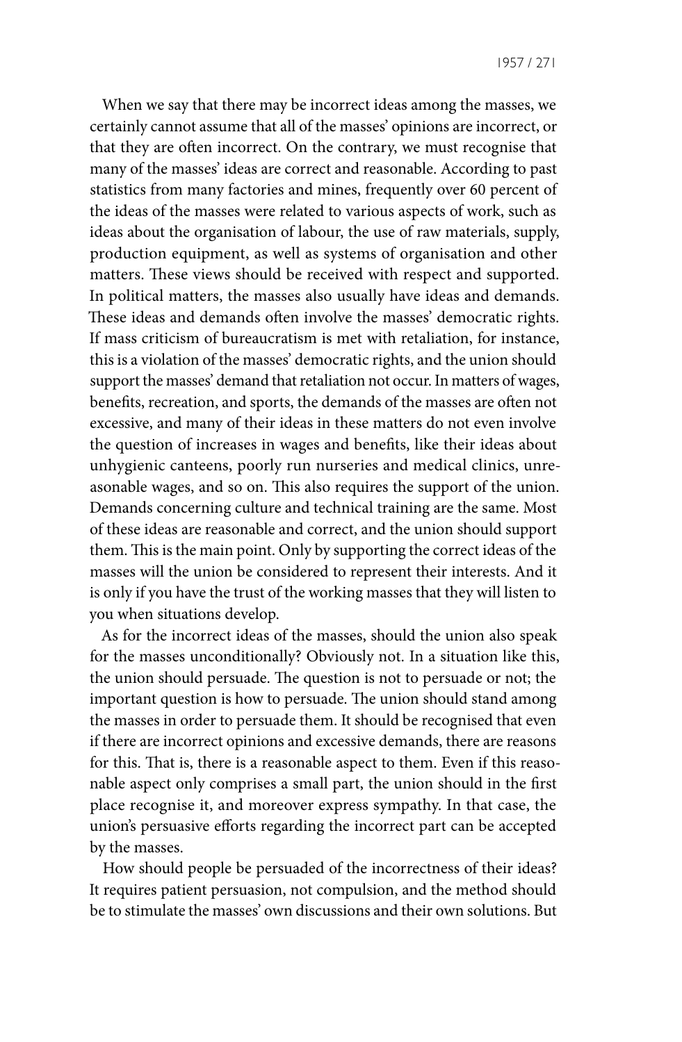When we say that there may be incorrect ideas among the masses, we certainly cannot assume that all of the masses' opinions are incorrect, or that they are often incorrect. On the contrary, we must recognise that many of the masses' ideas are correct and reasonable. According to past statistics from many factories and mines, frequently over 60 percent of the ideas of the masses were related to various aspects of work, such as ideas about the organisation of labour, the use of raw materials, supply, production equipment, as well as systems of organisation and other matters. These views should be received with respect and supported. In political matters, the masses also usually have ideas and demands. These ideas and demands often involve the masses' democratic rights. If mass criticism of bureaucratism is met with retaliation, for instance, this is a violation of the masses' democratic rights, and the union should support the masses' demand that retaliation not occur. In matters of wages, benefits, recreation, and sports, the demands of the masses are often not excessive, and many of their ideas in these matters do not even involve the question of increases in wages and benefits, like their ideas about unhygienic canteens, poorly run nurseries and medical clinics, unreasonable wages, and so on. This also requires the support of the union. Demands concerning culture and technical training are the same. Most of these ideas are reasonable and correct, and the union should support them. This is the main point. Only by supporting the correct ideas of the masses will the union be considered to represent their interests. And it is only if you have the trust of the working masses that they will listen to you when situations develop.

As for the incorrect ideas of the masses, should the union also speak for the masses unconditionally? Obviously not. In a situation like this, the union should persuade. The question is not to persuade or not; the important question is how to persuade. The union should stand among the masses in order to persuade them. It should be recognised that even if there are incorrect opinions and excessive demands, there are reasons for this. That is, there is a reasonable aspect to them. Even if this reasonable aspect only comprises a small part, the union should in the first place recognise it, and moreover express sympathy. In that case, the union's persuasive efforts regarding the incorrect part can be accepted by the masses.

How should people be persuaded of the incorrectness of their ideas? It requires patient persuasion, not compulsion, and the method should be to stimulate the masses' own discussions and their own solutions. But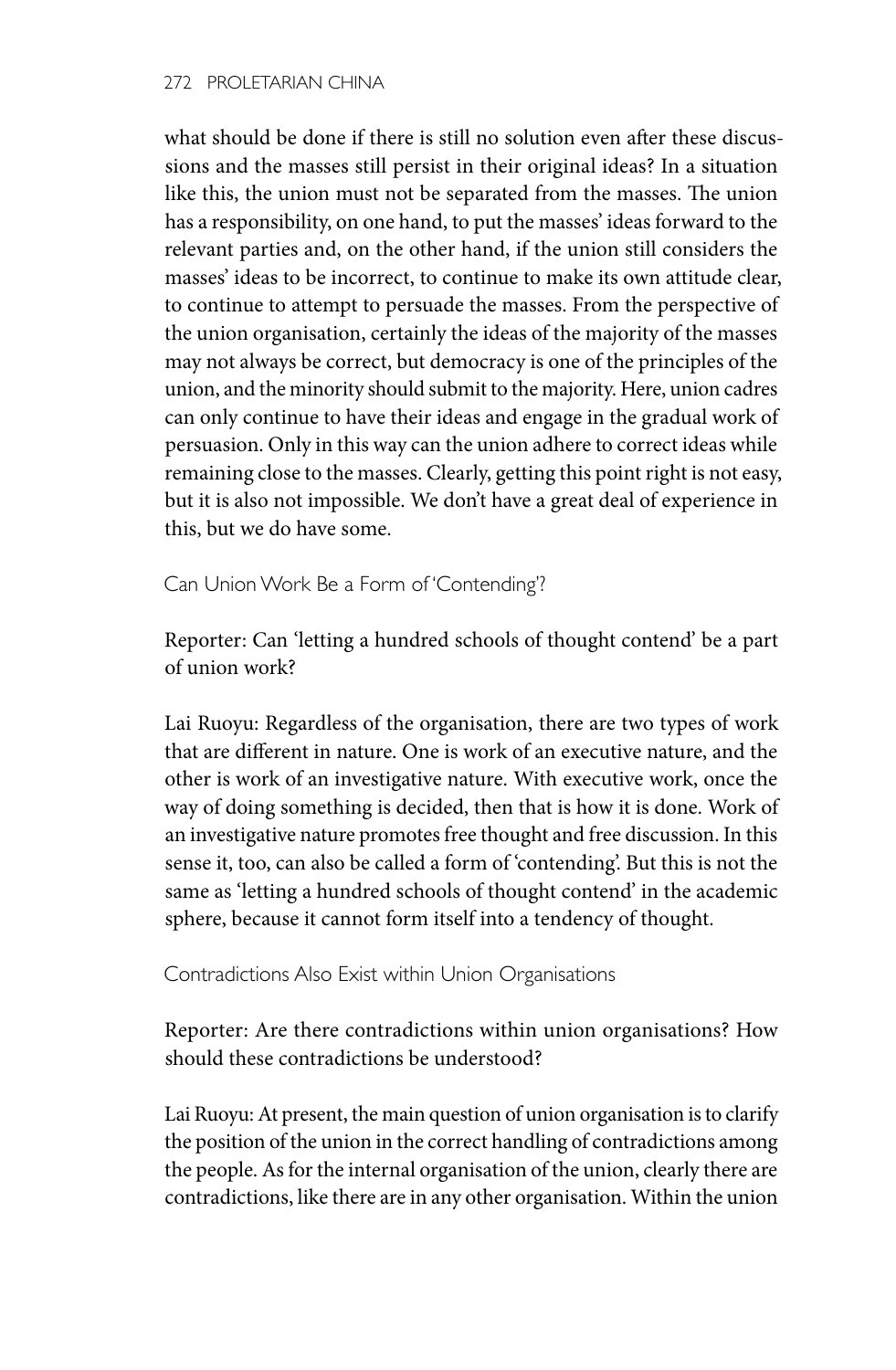what should be done if there is still no solution even after these discussions and the masses still persist in their original ideas? In a situation like this, the union must not be separated from the masses. The union has a responsibility, on one hand, to put the masses' ideas forward to the relevant parties and, on the other hand, if the union still considers the masses' ideas to be incorrect, to continue to make its own attitude clear, to continue to attempt to persuade the masses. From the perspective of the union organisation, certainly the ideas of the majority of the masses may not always be correct, but democracy is one of the principles of the union, and the minority should submit to the majority. Here, union cadres can only continue to have their ideas and engage in the gradual work of persuasion. Only in this way can the union adhere to correct ideas while remaining close to the masses. Clearly, getting this point right is not easy, but it is also not impossible. We don't have a great deal of experience in this, but we do have some.

## Can Union Work Be a Form of 'Contending'?

Reporter: Can 'letting a hundred schools of thought contend' be a part of union work?

Lai Ruoyu: Regardless of the organisation, there are two types of work that are different in nature. One is work of an executive nature, and the other is work of an investigative nature. With executive work, once the way of doing something is decided, then that is how it is done. Work of an investigative nature promotes free thought and free discussion. In this sense it, too, can also be called a form of 'contending'. But this is not the same as 'letting a hundred schools of thought contend' in the academic sphere, because it cannot form itself into a tendency of thought.

## Contradictions Also Exist within Union Organisations

Reporter: Are there contradictions within union organisations? How should these contradictions be understood?

Lai Ruoyu: At present, the main question of union organisation is to clarify the position of the union in the correct handling of contradictions among the people. As for the internal organisation of the union, clearly there are contradictions, like there are in any other organisation. Within the union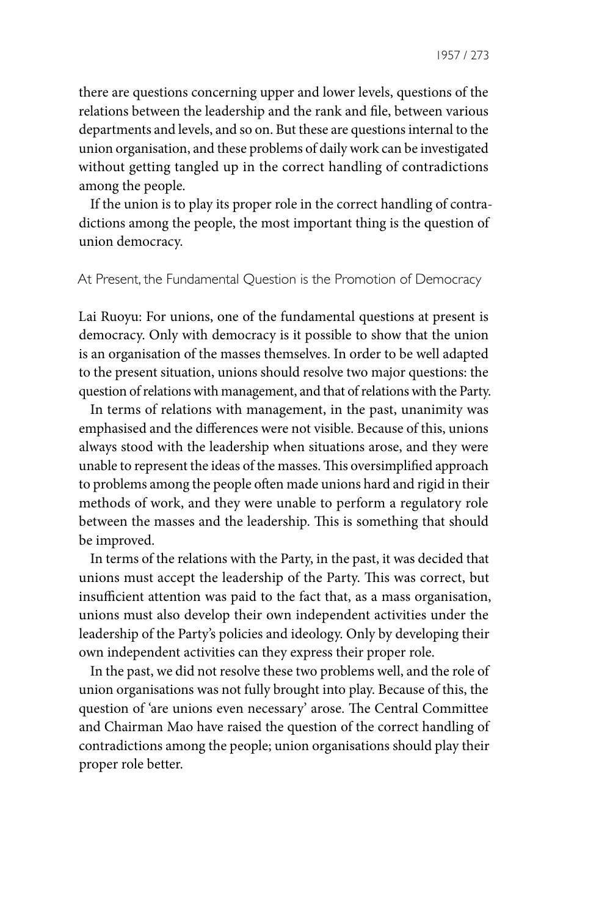there are questions concerning upper and lower levels, questions of the relations between the leadership and the rank and file, between various departments and levels, and so on. But these are questions internal to the union organisation, and these problems of daily work can be investigated without getting tangled up in the correct handling of contradictions among the people.

If the union is to play its proper role in the correct handling of contradictions among the people, the most important thing is the question of union democracy.

## At Present, the Fundamental Question is the Promotion of Democracy

Lai Ruoyu: For unions, one of the fundamental questions at present is democracy. Only with democracy is it possible to show that the union is an organisation of the masses themselves. In order to be well adapted to the present situation, unions should resolve two major questions: the question of relations with management, and that of relations with the Party.

In terms of relations with management, in the past, unanimity was emphasised and the differences were not visible. Because of this, unions always stood with the leadership when situations arose, and they were unable to represent the ideas of the masses. This oversimplified approach to problems among the people often made unions hard and rigid in their methods of work, and they were unable to perform a regulatory role between the masses and the leadership. This is something that should be improved.

In terms of the relations with the Party, in the past, it was decided that unions must accept the leadership of the Party. This was correct, but insufficient attention was paid to the fact that, as a mass organisation, unions must also develop their own independent activities under the leadership of the Party's policies and ideology. Only by developing their own independent activities can they express their proper role.

In the past, we did not resolve these two problems well, and the role of union organisations was not fully brought into play. Because of this, the question of 'are unions even necessary' arose. The Central Committee and Chairman Mao have raised the question of the correct handling of contradictions among the people; union organisations should play their proper role better.